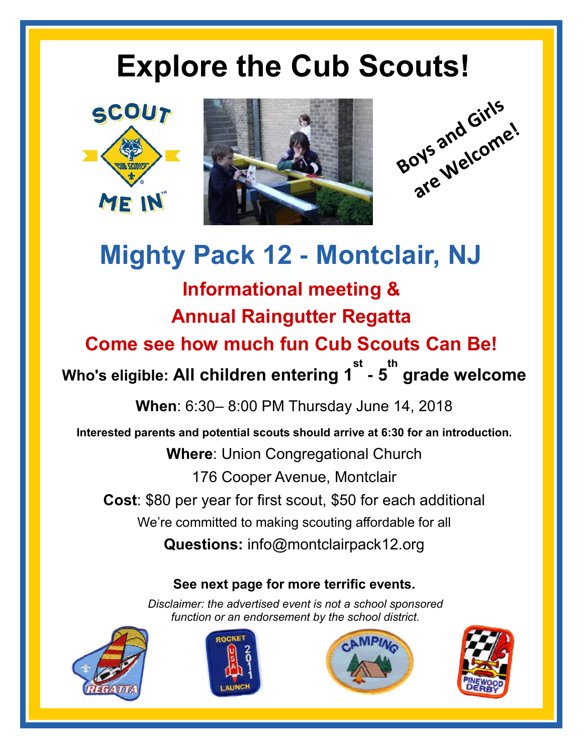# Explore the Cub Scouts!

Boys and Girls are Welcome!

## Mighty Pack 12 - Montclair, NJ

### Informational meeting &
### Annual Raingutter Regatta
### Come see how much fun Cub Scouts Can Be!

**Who's eligible: All children entering 1st - 5th grade welcome**

**When**: 6:30– 8:00 PM Thursday June 14, 2018

**Interested parents and potential scouts should arrive at 6:30 for an introduction.**

**Where**: Union Congregational Church
176 Cooper Avenue, Montclair

**Cost**: $80 per year for first scout, $50 for each additional

We're committed to making scouting affordable for all

**Questions:** info@montclairpack12.org

**See next page for more terrific events.**

*Disclaimer: the advertised event is not a school sponsored function or an endorsement by the school district.*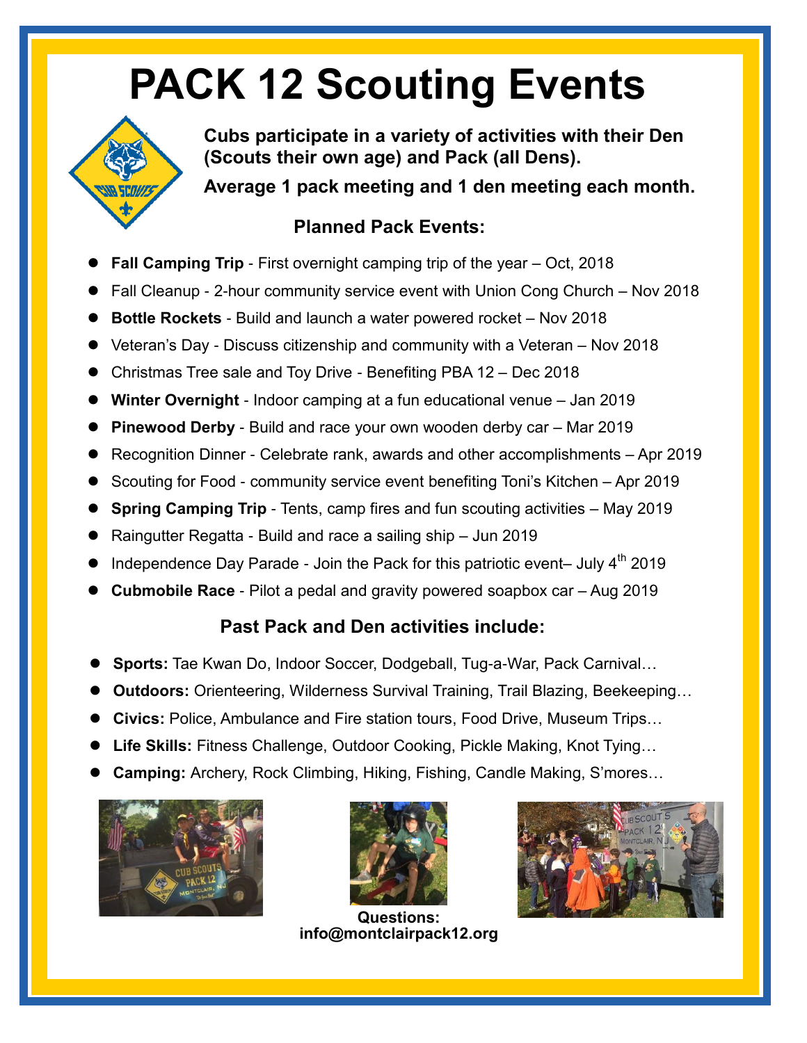# PACK 12 Scouting Events

**Cubs participate in a variety of activities with their Den (Scouts their own age) and Pack (all Dens).**

**Average 1 pack meeting and 1 den meeting each month.**

## Planned Pack Events:

- **Fall Camping Trip** - First overnight camping trip of the year – Oct, 2018
- Fall Cleanup - 2-hour community service event with Union Cong Church – Nov 2018
- **Bottle Rockets** - Build and launch a water powered rocket – Nov 2018
- Veteran's Day - Discuss citizenship and community with a Veteran – Nov 2018
- Christmas Tree sale and Toy Drive - Benefiting PBA 12 – Dec 2018
- **Winter Overnight** - Indoor camping at a fun educational venue – Jan 2019
- **Pinewood Derby** - Build and race your own wooden derby car – Mar 2019
- Recognition Dinner - Celebrate rank, awards and other accomplishments – Apr 2019
- Scouting for Food - community service event benefiting Toni's Kitchen – Apr 2019
- **Spring Camping Trip** - Tents, camp fires and fun scouting activities – May 2019
- Raingutter Regatta - Build and race a sailing ship – Jun 2019
- Independence Day Parade - Join the Pack for this patriotic event– July 4th 2019
- **Cubmobile Race** - Pilot a pedal and gravity powered soapbox car – Aug 2019

## Past Pack and Den activities include:

- **Sports:** Tae Kwan Do, Indoor Soccer, Dodgeball, Tug-a-War, Pack Carnival…
- **Outdoors:** Orienteering, Wilderness Survival Training, Trail Blazing, Beekeeping…
- **Civics:** Police, Ambulance and Fire station tours, Food Drive, Museum Trips…
- **Life Skills:** Fitness Challenge, Outdoor Cooking, Pickle Making, Knot Tying…
- **Camping:** Archery, Rock Climbing, Hiking, Fishing, Candle Making, S'mores…

**Questions:**
**info@montclairpack12.org**